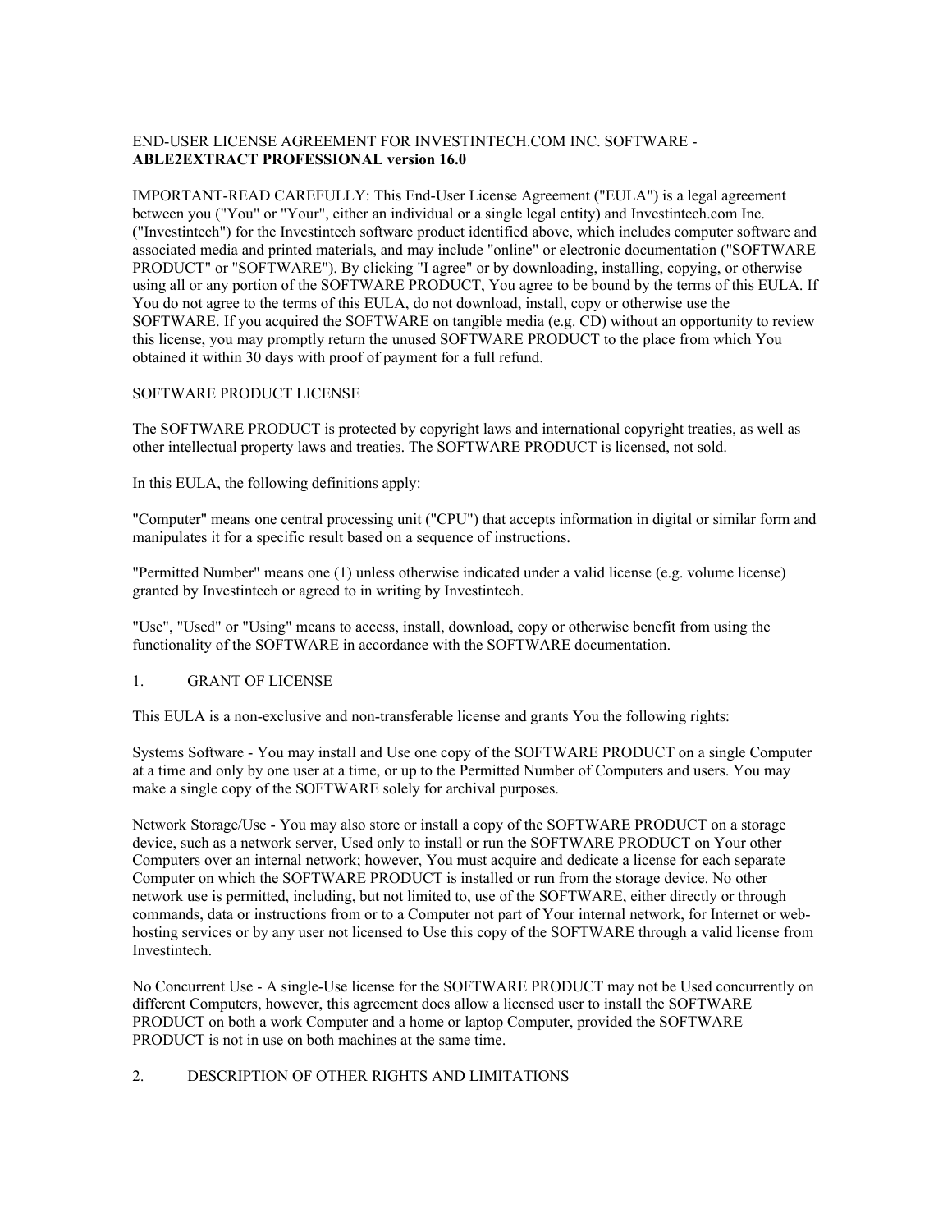END-USER LICENSE AGREEMENT FOR INVESTINTECH.COM INC. SOFTWARE - **ABLE2EXTRACT PROFESSIONAL version 16.0**

IMPORTANT-READ CAREFULLY: This End-User License Agreement ("EULA") is a legal agreement between you ("You" or "Your", either an individual or a single legal entity) and Investintech.com Inc. ("Investintech") for the Investintech software product identified above, which includes computer software and associated media and printed materials, and may include "online" or electronic documentation ("SOFTWARE PRODUCT" or "SOFTWARE"). By clicking "I agree" or by downloading, installing, copying, or otherwise using all or any portion of the SOFTWARE PRODUCT, You agree to be bound by the terms of this EULA. If You do not agree to the terms of this EULA, do not download, install, copy or otherwise use the SOFTWARE. If you acquired the SOFTWARE on tangible media (e.g. CD) without an opportunity to review this license, you may promptly return the unused SOFTWARE PRODUCT to the place from which You obtained it within 30 days with proof of payment for a full refund.

SOFTWARE PRODUCT LICENSE

The SOFTWARE PRODUCT is protected by copyright laws and international copyright treaties, as well as other intellectual property laws and treaties. The SOFTWARE PRODUCT is licensed, not sold.

In this EULA, the following definitions apply:

"Computer" means one central processing unit ("CPU") that accepts information in digital or similar form and manipulates it for a specific result based on a sequence of instructions.

"Permitted Number" means one (1) unless otherwise indicated under a valid license (e.g. volume license) granted by Investintech or agreed to in writing by Investintech.

"Use", "Used" or "Using" means to access, install, download, copy or otherwise benefit from using the functionality of the SOFTWARE in accordance with the SOFTWARE documentation.

1. GRANT OF LICENSE

This EULA is a non-exclusive and non-transferable license and grants You the following rights:

Systems Software - You may install and Use one copy of the SOFTWARE PRODUCT on a single Computer at a time and only by one user at a time, or up to the Permitted Number of Computers and users. You may make a single copy of the SOFTWARE solely for archival purposes.

Network Storage/Use - You may also store or install a copy of the SOFTWARE PRODUCT on a storage device, such as a network server, Used only to install or run the SOFTWARE PRODUCT on Your other Computers over an internal network; however, You must acquire and dedicate a license for each separate Computer on which the SOFTWARE PRODUCT is installed or run from the storage device. No other network use is permitted, including, but not limited to, use of the SOFTWARE, either directly or through commands, data or instructions from or to a Computer not part of Your internal network, for Internet or web-hosting services or by any user not licensed to Use this copy of the SOFTWARE through a valid license from Investintech.

No Concurrent Use - A single-Use license for the SOFTWARE PRODUCT may not be Used concurrently on different Computers, however, this agreement does allow a licensed user to install the SOFTWARE PRODUCT on both a work Computer and a home or laptop Computer, provided the SOFTWARE PRODUCT is not in use on both machines at the same time.

2. DESCRIPTION OF OTHER RIGHTS AND LIMITATIONS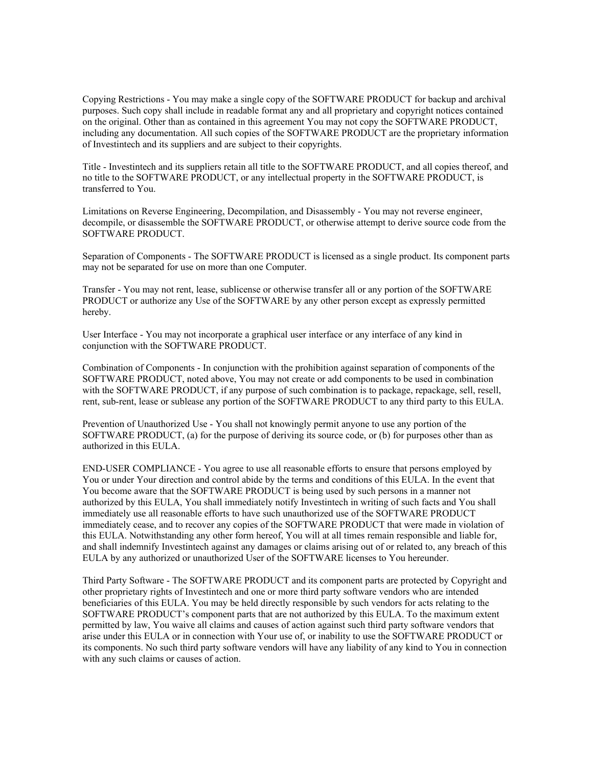Copying Restrictions - You may make a single copy of the SOFTWARE PRODUCT for backup and archival purposes. Such copy shall include in readable format any and all proprietary and copyright notices contained on the original. Other than as contained in this agreement You may not copy the SOFTWARE PRODUCT, including any documentation. All such copies of the SOFTWARE PRODUCT are the proprietary information of Investintech and its suppliers and are subject to their copyrights.

Title - Investintech and its suppliers retain all title to the SOFTWARE PRODUCT, and all copies thereof, and no title to the SOFTWARE PRODUCT, or any intellectual property in the SOFTWARE PRODUCT, is transferred to You.

Limitations on Reverse Engineering, Decompilation, and Disassembly - You may not reverse engineer, decompile, or disassemble the SOFTWARE PRODUCT, or otherwise attempt to derive source code from the SOFTWARE PRODUCT.

Separation of Components - The SOFTWARE PRODUCT is licensed as a single product. Its component parts may not be separated for use on more than one Computer.

Transfer - You may not rent, lease, sublicense or otherwise transfer all or any portion of the SOFTWARE PRODUCT or authorize any Use of the SOFTWARE by any other person except as expressly permitted hereby.

User Interface - You may not incorporate a graphical user interface or any interface of any kind in conjunction with the SOFTWARE PRODUCT.

Combination of Components - In conjunction with the prohibition against separation of components of the SOFTWARE PRODUCT, noted above, You may not create or add components to be used in combination with the SOFTWARE PRODUCT, if any purpose of such combination is to package, repackage, sell, resell, rent, sub-rent, lease or sublease any portion of the SOFTWARE PRODUCT to any third party to this EULA.

Prevention of Unauthorized Use - You shall not knowingly permit anyone to use any portion of the SOFTWARE PRODUCT, (a) for the purpose of deriving its source code, or (b) for purposes other than as authorized in this EULA.

END-USER COMPLIANCE - You agree to use all reasonable efforts to ensure that persons employed by You or under Your direction and control abide by the terms and conditions of this EULA. In the event that You become aware that the SOFTWARE PRODUCT is being used by such persons in a manner not authorized by this EULA, You shall immediately notify Investintech in writing of such facts and You shall immediately use all reasonable efforts to have such unauthorized use of the SOFTWARE PRODUCT immediately cease, and to recover any copies of the SOFTWARE PRODUCT that were made in violation of this EULA. Notwithstanding any other form hereof, You will at all times remain responsible and liable for, and shall indemnify Investintech against any damages or claims arising out of or related to, any breach of this EULA by any authorized or unauthorized User of the SOFTWARE licenses to You hereunder.

Third Party Software - The SOFTWARE PRODUCT and its component parts are protected by Copyright and other proprietary rights of Investintech and one or more third party software vendors who are intended beneficiaries of this EULA. You may be held directly responsible by such vendors for acts relating to the SOFTWARE PRODUCT's component parts that are not authorized by this EULA. To the maximum extent permitted by law, You waive all claims and causes of action against such third party software vendors that arise under this EULA or in connection with Your use of, or inability to use the SOFTWARE PRODUCT or its components. No such third party software vendors will have any liability of any kind to You in connection with any such claims or causes of action.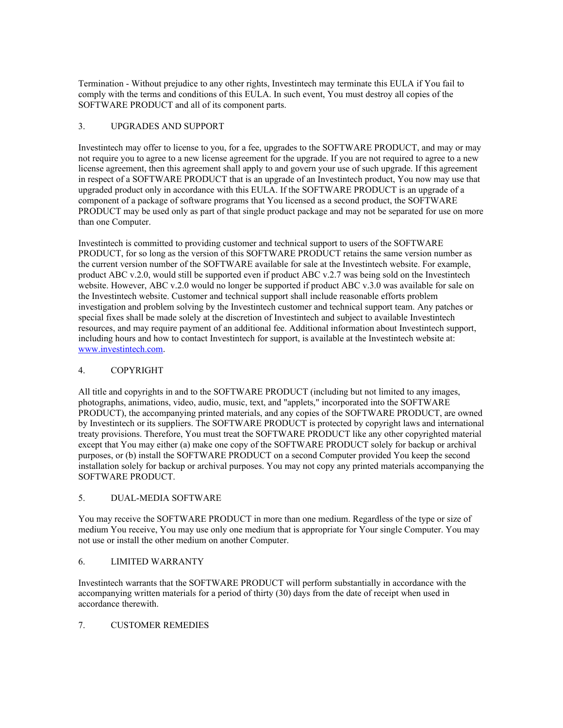Termination - Without prejudice to any other rights, Investintech may terminate this EULA if You fail to comply with the terms and conditions of this EULA. In such event, You must destroy all copies of the SOFTWARE PRODUCT and all of its component parts.

## 3. UPGRADES AND SUPPORT

Investintech may offer to license to you, for a fee, upgrades to the SOFTWARE PRODUCT, and may or may not require you to agree to a new license agreement for the upgrade. If you are not required to agree to a new license agreement, then this agreement shall apply to and govern your use of such upgrade. If this agreement in respect of a SOFTWARE PRODUCT that is an upgrade of an Investintech product, You now may use that upgraded product only in accordance with this EULA. If the SOFTWARE PRODUCT is an upgrade of a component of a package of software programs that You licensed as a second product, the SOFTWARE PRODUCT may be used only as part of that single product package and may not be separated for use on more than one Computer.

Investintech is committed to providing customer and technical support to users of the SOFTWARE PRODUCT, for so long as the version of this SOFTWARE PRODUCT retains the same version number as the current version number of the SOFTWARE available for sale at the Investintech website. For example, product ABC v.2.0, would still be supported even if product ABC v.2.7 was being sold on the Investintech website. However, ABC v.2.0 would no longer be supported if product ABC v.3.0 was available for sale on the Investintech website. Customer and technical support shall include reasonable efforts problem investigation and problem solving by the Investintech customer and technical support team. Any patches or special fixes shall be made solely at the discretion of Investintech and subject to available Investintech resources, and may require payment of an additional fee. Additional information about Investintech support, including hours and how to contact Investintech for support, is available at the Investintech website at: [www.investintech.com](http://www.investintech.com).

## 4. COPYRIGHT

All title and copyrights in and to the SOFTWARE PRODUCT (including but not limited to any images, photographs, animations, video, audio, music, text, and "applets," incorporated into the SOFTWARE PRODUCT), the accompanying printed materials, and any copies of the SOFTWARE PRODUCT, are owned by Investintech or its suppliers. The SOFTWARE PRODUCT is protected by copyright laws and international treaty provisions. Therefore, You must treat the SOFTWARE PRODUCT like any other copyrighted material except that You may either (a) make one copy of the SOFTWARE PRODUCT solely for backup or archival purposes, or (b) install the SOFTWARE PRODUCT on a second Computer provided You keep the second installation solely for backup or archival purposes. You may not copy any printed materials accompanying the SOFTWARE PRODUCT.

## 5. DUAL-MEDIA SOFTWARE

You may receive the SOFTWARE PRODUCT in more than one medium. Regardless of the type or size of medium You receive, You may use only one medium that is appropriate for Your single Computer. You may not use or install the other medium on another Computer.

## 6. LIMITED WARRANTY

Investintech warrants that the SOFTWARE PRODUCT will perform substantially in accordance with the accompanying written materials for a period of thirty (30) days from the date of receipt when used in accordance therewith.

## 7. CUSTOMER REMEDIES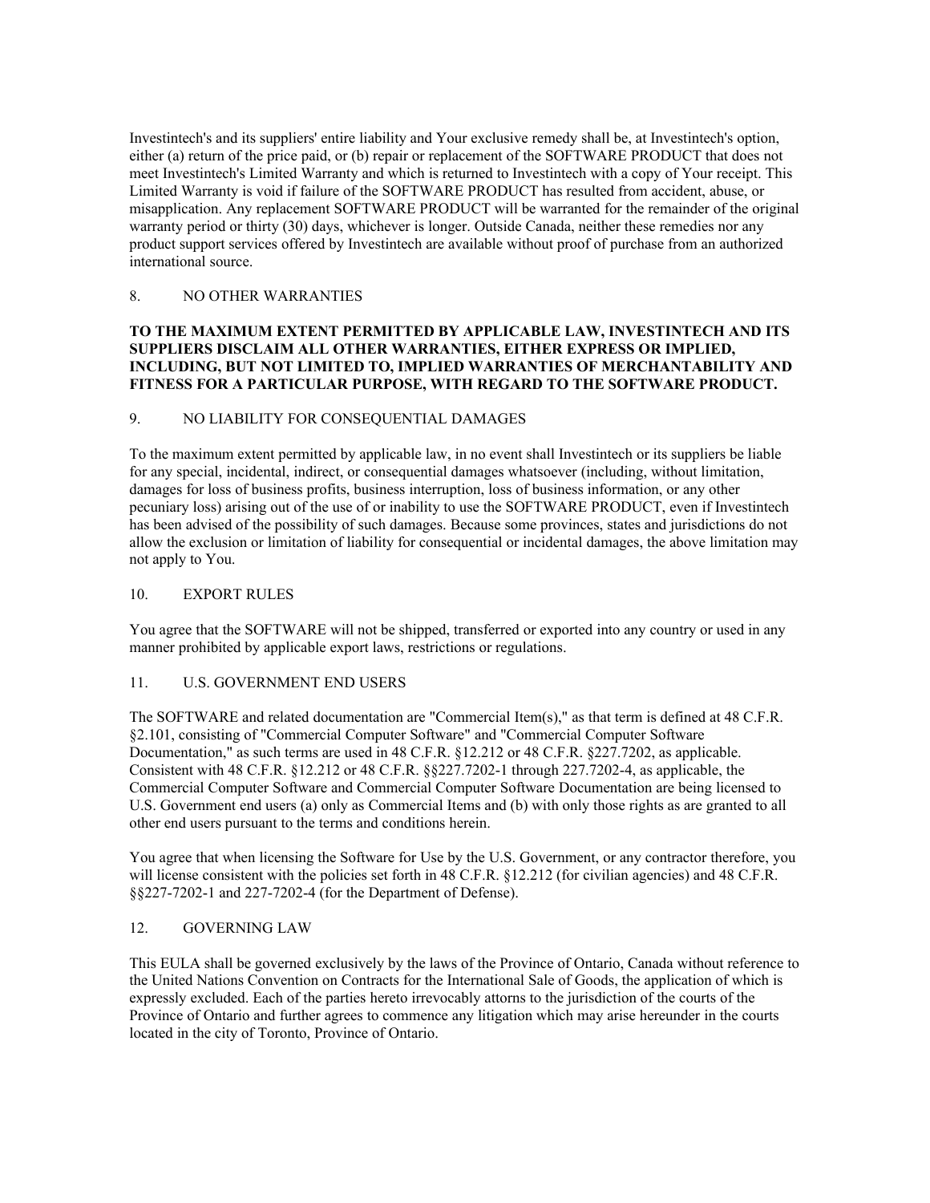Investintech's and its suppliers' entire liability and Your exclusive remedy shall be, at Investintech's option, either (a) return of the price paid, or (b) repair or replacement of the SOFTWARE PRODUCT that does not meet Investintech's Limited Warranty and which is returned to Investintech with a copy of Your receipt. This Limited Warranty is void if failure of the SOFTWARE PRODUCT has resulted from accident, abuse, or misapplication. Any replacement SOFTWARE PRODUCT will be warranted for the remainder of the original warranty period or thirty (30) days, whichever is longer. Outside Canada, neither these remedies nor any product support services offered by Investintech are available without proof of purchase from an authorized international source.

## 8. NO OTHER WARRANTIES

**TO THE MAXIMUM EXTENT PERMITTED BY APPLICABLE LAW, INVESTINTECH AND ITS SUPPLIERS DISCLAIM ALL OTHER WARRANTIES, EITHER EXPRESS OR IMPLIED, INCLUDING, BUT NOT LIMITED TO, IMPLIED WARRANTIES OF MERCHANTABILITY AND FITNESS FOR A PARTICULAR PURPOSE, WITH REGARD TO THE SOFTWARE PRODUCT.**

## 9. NO LIABILITY FOR CONSEQUENTIAL DAMAGES

To the maximum extent permitted by applicable law, in no event shall Investintech or its suppliers be liable for any special, incidental, indirect, or consequential damages whatsoever (including, without limitation, damages for loss of business profits, business interruption, loss of business information, or any other pecuniary loss) arising out of the use of or inability to use the SOFTWARE PRODUCT, even if Investintech has been advised of the possibility of such damages. Because some provinces, states and jurisdictions do not allow the exclusion or limitation of liability for consequential or incidental damages, the above limitation may not apply to You.

## 10. EXPORT RULES

You agree that the SOFTWARE will not be shipped, transferred or exported into any country or used in any manner prohibited by applicable export laws, restrictions or regulations.

## 11. U.S. GOVERNMENT END USERS

The SOFTWARE and related documentation are "Commercial Item(s)," as that term is defined at 48 C.F.R. §2.101, consisting of "Commercial Computer Software" and "Commercial Computer Software Documentation," as such terms are used in 48 C.F.R. §12.212 or 48 C.F.R. §227.7202, as applicable. Consistent with 48 C.F.R. §12.212 or 48 C.F.R. §§227.7202-1 through 227.7202-4, as applicable, the Commercial Computer Software and Commercial Computer Software Documentation are being licensed to U.S. Government end users (a) only as Commercial Items and (b) with only those rights as are granted to all other end users pursuant to the terms and conditions herein.

You agree that when licensing the Software for Use by the U.S. Government, or any contractor therefore, you will license consistent with the policies set forth in 48 C.F.R. §12.212 (for civilian agencies) and 48 C.F.R. §§227-7202-1 and 227-7202-4 (for the Department of Defense).

## 12. GOVERNING LAW

This EULA shall be governed exclusively by the laws of the Province of Ontario, Canada without reference to the United Nations Convention on Contracts for the International Sale of Goods, the application of which is expressly excluded. Each of the parties hereto irrevocably attorns to the jurisdiction of the courts of the Province of Ontario and further agrees to commence any litigation which may arise hereunder in the courts located in the city of Toronto, Province of Ontario.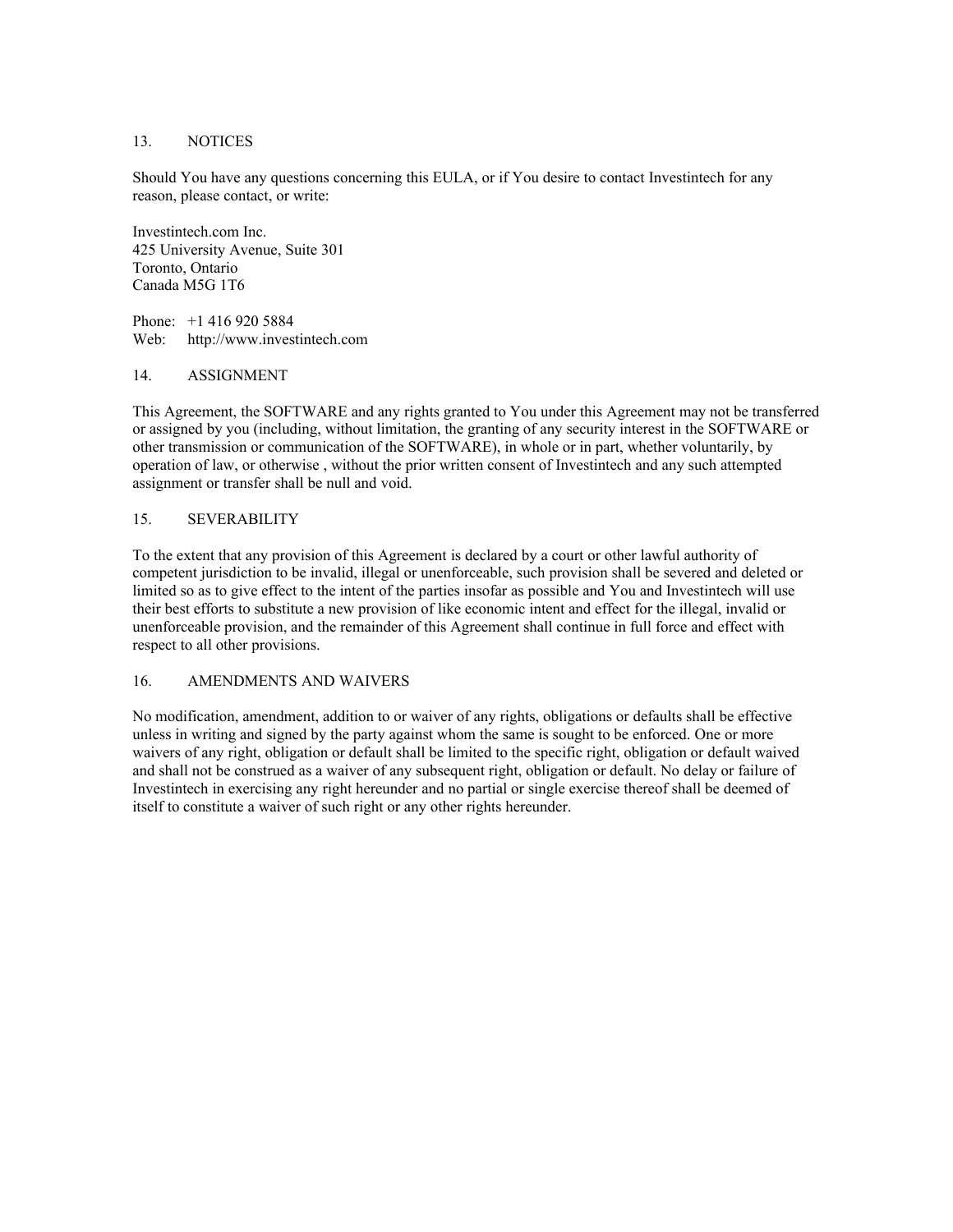## 13. NOTICES

Should You have any questions concerning this EULA, or if You desire to contact Investintech for any reason, please contact, or write:

Investintech.com Inc.  
425 University Avenue, Suite 301  
Toronto, Ontario  
Canada M5G 1T6

Phone: +1 416 920 5884  
Web: http://www.investintech.com

## 14. ASSIGNMENT

This Agreement, the SOFTWARE and any rights granted to You under this Agreement may not be transferred or assigned by you (including, without limitation, the granting of any security interest in the SOFTWARE or other transmission or communication of the SOFTWARE), in whole or in part, whether voluntarily, by operation of law, or otherwise , without the prior written consent of Investintech and any such attempted assignment or transfer shall be null and void.

## 15. SEVERABILITY

To the extent that any provision of this Agreement is declared by a court or other lawful authority of competent jurisdiction to be invalid, illegal or unenforceable, such provision shall be severed and deleted or limited so as to give effect to the intent of the parties insofar as possible and You and Investintech will use their best efforts to substitute a new provision of like economic intent and effect for the illegal, invalid or unenforceable provision, and the remainder of this Agreement shall continue in full force and effect with respect to all other provisions.

## 16. AMENDMENTS AND WAIVERS

No modification, amendment, addition to or waiver of any rights, obligations or defaults shall be effective unless in writing and signed by the party against whom the same is sought to be enforced. One or more waivers of any right, obligation or default shall be limited to the specific right, obligation or default waived and shall not be construed as a waiver of any subsequent right, obligation or default. No delay or failure of Investintech in exercising any right hereunder and no partial or single exercise thereof shall be deemed of itself to constitute a waiver of such right or any other rights hereunder.